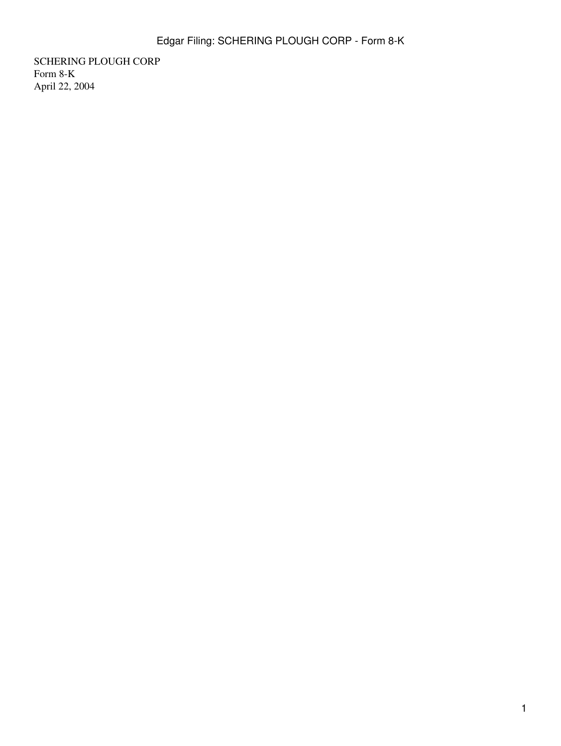SCHERING PLOUGH CORP
Form 8-K
April 22, 2004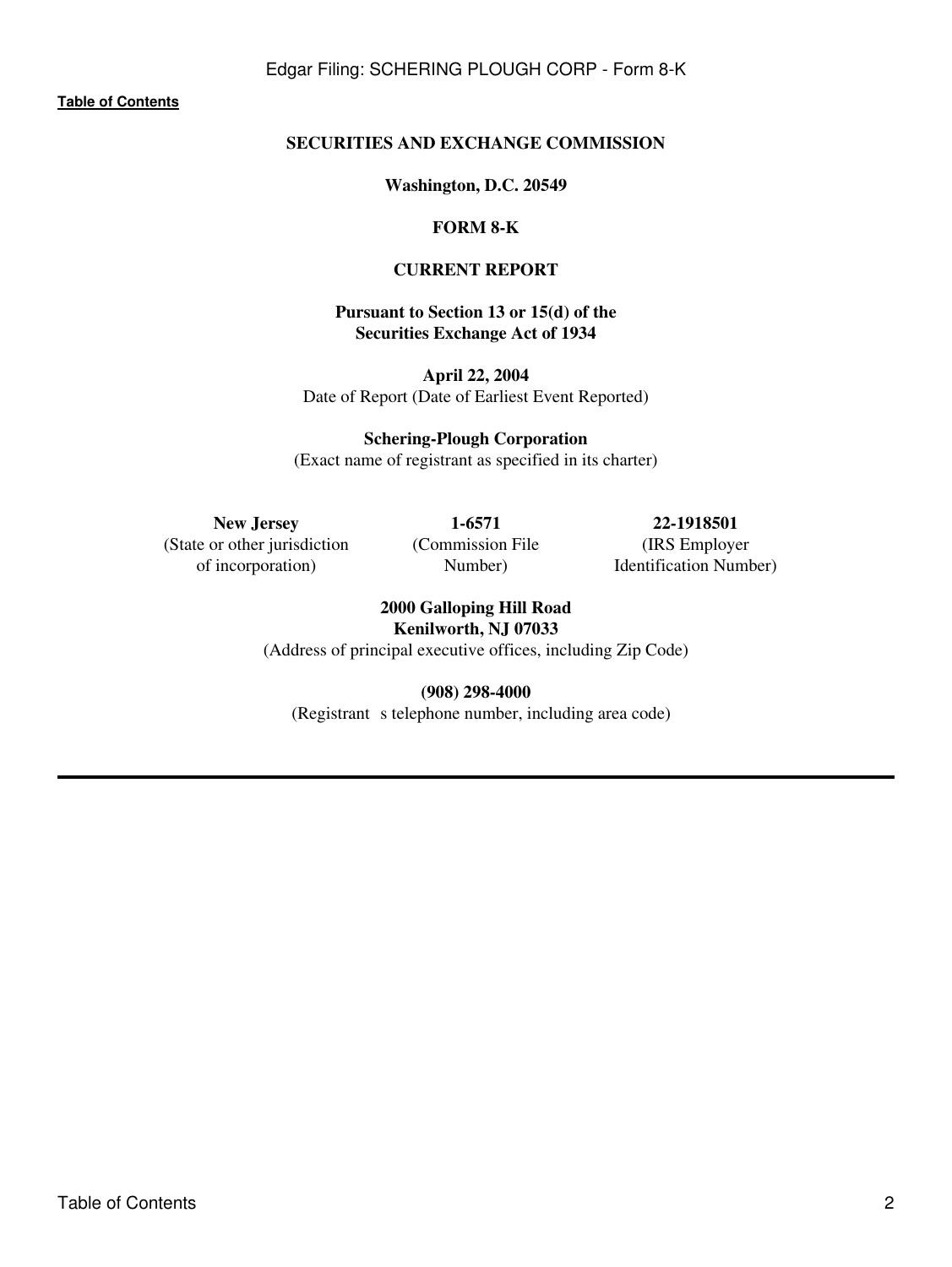**Table of Contents**

**SECURITIES AND EXCHANGE COMMISSION**

**Washington, D.C. 20549**

**FORM 8-K**

**CURRENT REPORT**

**Pursuant to Section 13 or 15(d) of the Securities Exchange Act of 1934**

**April 22, 2004**
Date of Report (Date of Earliest Event Reported)

**Schering-Plough Corporation**
(Exact name of registrant as specified in its charter)

| **New Jersey** | **1-6571** | **22-1918501** |
|---|---|---|
| (State or other jurisdiction of incorporation) | (Commission File Number) | (IRS Employer Identification Number) |

**2000 Galloping Hill Road**
**Kenilworth, NJ 07033**
(Address of principal executive offices, including Zip Code)

**(908) 298-4000**
(Registrant s telephone number, including area code)

---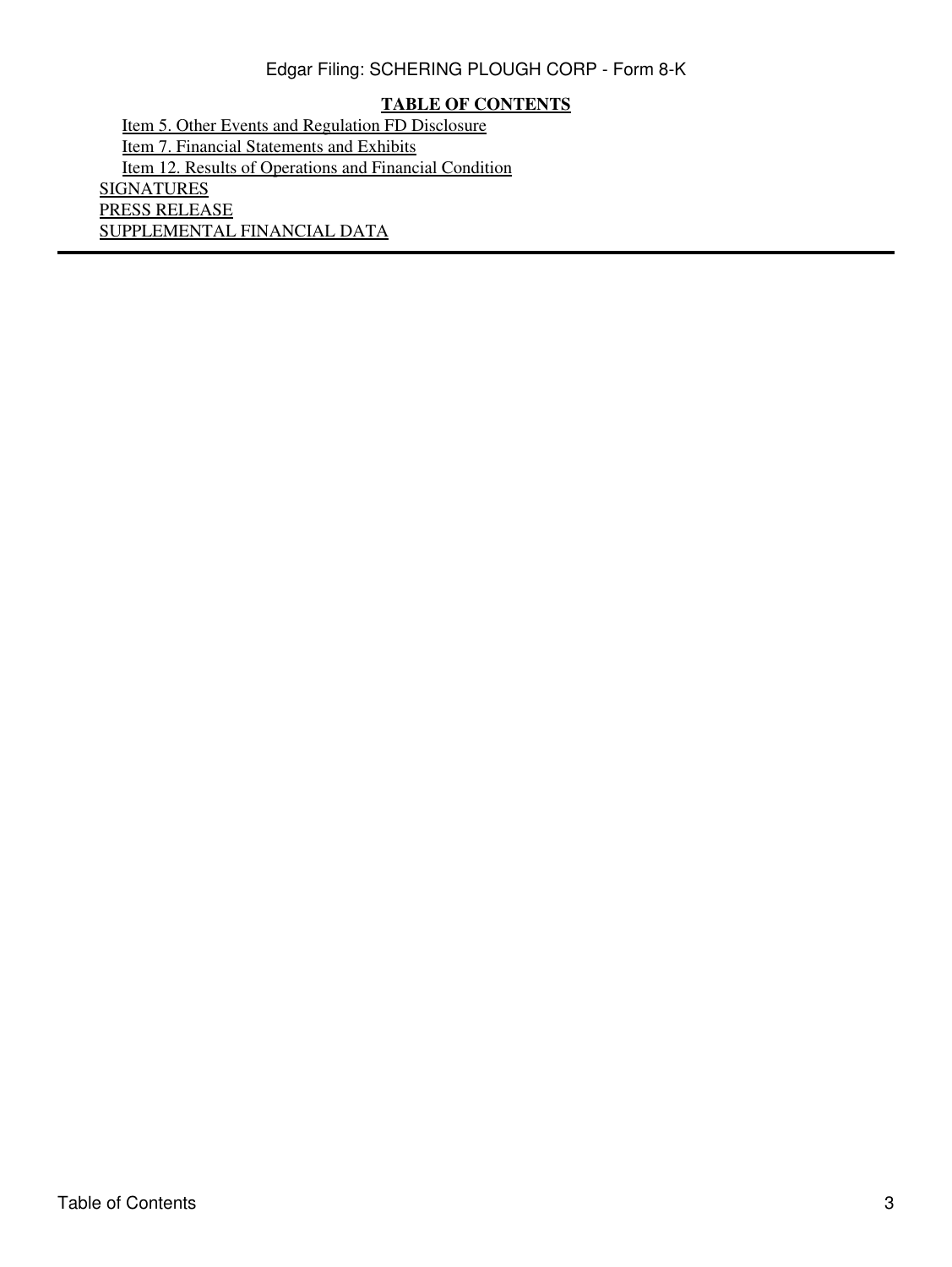**TABLE OF CONTENTS**

- Item 5. Other Events and Regulation FD Disclosure
- Item 7. Financial Statements and Exhibits
- Item 12. Results of Operations and Financial Condition

SIGNATURES

PRESS RELEASE

SUPPLEMENTAL FINANCIAL DATA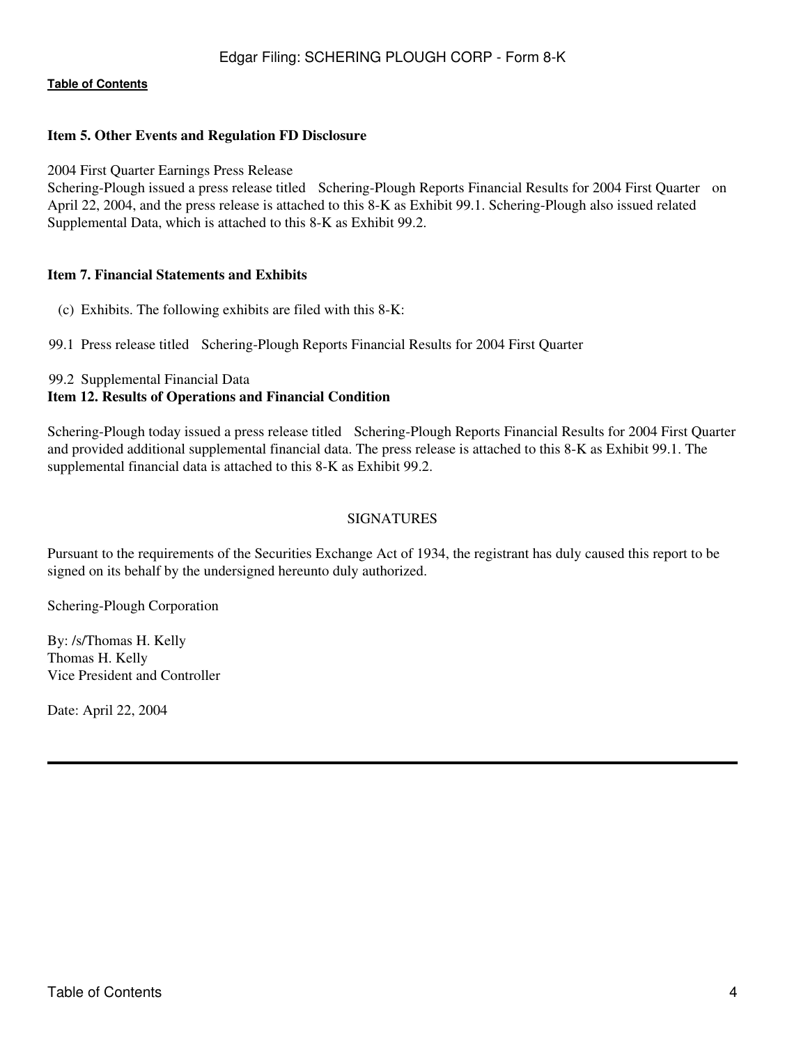[Table of Contents](#)

**Item 5. Other Events and Regulation FD Disclosure**

2004 First Quarter Earnings Press Release
Schering-Plough issued a press release titled Schering-Plough Reports Financial Results for 2004 First Quarter on April 22, 2004, and the press release is attached to this 8-K as Exhibit 99.1. Schering-Plough also issued related Supplemental Data, which is attached to this 8-K as Exhibit 99.2.

**Item 7. Financial Statements and Exhibits**

(c) Exhibits. The following exhibits are filed with this 8-K:

99.1 Press release titled Schering-Plough Reports Financial Results for 2004 First Quarter

99.2 Supplemental Financial Data

**Item 12. Results of Operations and Financial Condition**

Schering-Plough today issued a press release titled Schering-Plough Reports Financial Results for 2004 First Quarter and provided additional supplemental financial data. The press release is attached to this 8-K as Exhibit 99.1. The supplemental financial data is attached to this 8-K as Exhibit 99.2.

SIGNATURES

Pursuant to the requirements of the Securities Exchange Act of 1934, the registrant has duly caused this report to be signed on its behalf by the undersigned hereunto duly authorized.

Schering-Plough Corporation

By: /s/Thomas H. Kelly
Thomas H. Kelly
Vice President and Controller

Date: April 22, 2004

---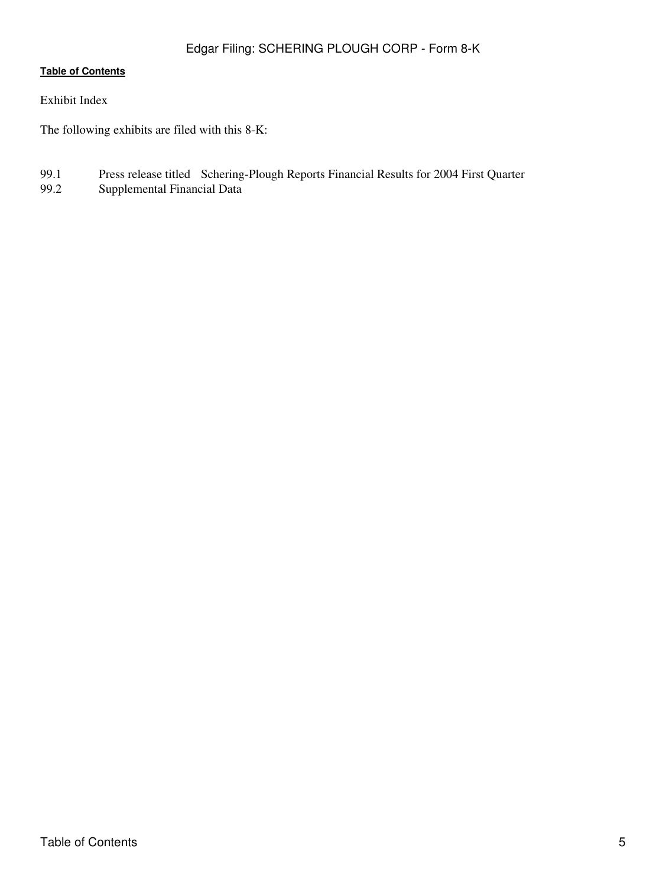[Table of Contents](#)

Exhibit Index

The following exhibits are filed with this 8-K:

| | |
|---|---|
| 99.1 | Press release titled Schering-Plough Reports Financial Results for 2004 First Quarter |
| 99.2 | Supplemental Financial Data |